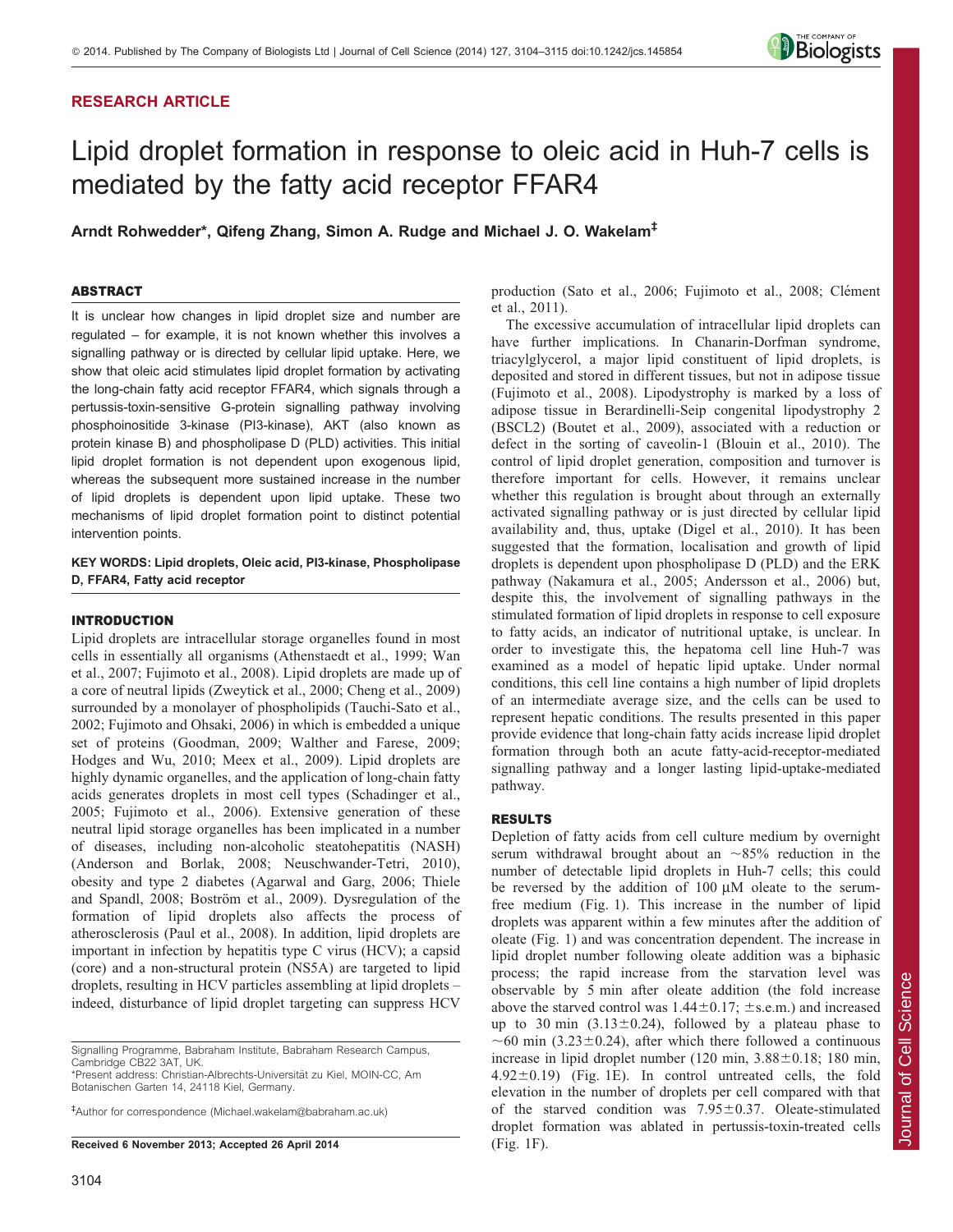**RESEARCH ARTICLE**

# Lipid droplet formation in response to oleic acid in Huh-7 cells is mediated by the fatty acid receptor FFAR4

**Arndt Rohwedder\*, Qifeng Zhang, Simon A. Rudge and Michael J. O. Wakelam‡**

## ABSTRACT

It is unclear how changes in lipid droplet size and number are regulated – for example, it is not known whether this involves a signalling pathway or is directed by cellular lipid uptake. Here, we show that oleic acid stimulates lipid droplet formation by activating the long-chain fatty acid receptor FFAR4, which signals through a pertussis-toxin-sensitive G-protein signalling pathway involving phosphoinositide 3-kinase (PI3-kinase), AKT (also known as protein kinase B) and phospholipase D (PLD) activities. This initial lipid droplet formation is not dependent upon exogenous lipid, whereas the subsequent more sustained increase in the number of lipid droplets is dependent upon lipid uptake. These two mechanisms of lipid droplet formation point to distinct potential intervention points.

**KEY WORDS: Lipid droplets, Oleic acid, PI3-kinase, Phospholipase D, FFAR4, Fatty acid receptor**

## INTRODUCTION

Lipid droplets are intracellular storage organelles found in most cells in essentially all organisms (Athenstaedt et al., 1999; Wan et al., 2007; Fujimoto et al., 2008). Lipid droplets are made up of a core of neutral lipids (Zweytick et al., 2000; Cheng et al., 2009) surrounded by a monolayer of phospholipids (Tauchi-Sato et al., 2002; Fujimoto and Ohsaki, 2006) in which is embedded a unique set of proteins (Goodman, 2009; Walther and Farese, 2009; Hodges and Wu, 2010; Meex et al., 2009). Lipid droplets are highly dynamic organelles, and the application of long-chain fatty acids generates droplets in most cell types (Schadinger et al., 2005; Fujimoto et al., 2006). Extensive generation of these neutral lipid storage organelles has been implicated in a number of diseases, including non-alcoholic steatohepatitis (NASH) (Anderson and Borlak, 2008; Neuschwander-Tetri, 2010), obesity and type 2 diabetes (Agarwal and Garg, 2006; Thiele and Spandl, 2008; Boström et al., 2009). Dysregulation of the formation of lipid droplets also affects the process of atherosclerosis (Paul et al., 2008). In addition, lipid droplets are important in infection by hepatitis type C virus (HCV); a capsid (core) and a non-structural protein (NS5A) are targeted to lipid droplets, resulting in HCV particles assembling at lipid droplets – indeed, disturbance of lipid droplet targeting can suppress HCV production (Sato et al., 2006; Fujimoto et al., 2008; Clément et al., 2011).

The excessive accumulation of intracellular lipid droplets can have further implications. In Chanarin-Dorfman syndrome, triacylglycerol, a major lipid constituent of lipid droplets, is deposited and stored in different tissues, but not in adipose tissue (Fujimoto et al., 2008). Lipodystrophy is marked by a loss of adipose tissue in Berardinelli-Seip congenital lipodystrophy 2 (BSCL2) (Boutet et al., 2009), associated with a reduction or defect in the sorting of caveolin-1 (Blouin et al., 2010). The control of lipid droplet generation, composition and turnover is therefore important for cells. However, it remains unclear whether this regulation is brought about through an externally activated signalling pathway or is just directed by cellular lipid availability and, thus, uptake (Digel et al., 2010). It has been suggested that the formation, localisation and growth of lipid droplets is dependent upon phospholipase D (PLD) and the ERK pathway (Nakamura et al., 2005; Andersson et al., 2006) but, despite this, the involvement of signalling pathways in the stimulated formation of lipid droplets in response to cell exposure to fatty acids, an indicator of nutritional uptake, is unclear. In order to investigate this, the hepatoma cell line Huh-7 was examined as a model of hepatic lipid uptake. Under normal conditions, this cell line contains a high number of lipid droplets of an intermediate average size, and the cells can be used to represent hepatic conditions. The results presented in this paper provide evidence that long-chain fatty acids increase lipid droplet formation through both an acute fatty-acid-receptor-mediated signalling pathway and a longer lasting lipid-uptake-mediated pathway.

## RESULTS

Depletion of fatty acids from cell culture medium by overnight serum withdrawal brought about an ~85% reduction in the number of detectable lipid droplets in Huh-7 cells; this could be reversed by the addition of 100 µM oleate to the serum-free medium (Fig. 1). This increase in the number of lipid droplets was apparent within a few minutes after the addition of oleate (Fig. 1) and was concentration dependent. The increase in lipid droplet number following oleate addition was a biphasic process; the rapid increase from the starvation level was observable by 5 min after oleate addition (the fold increase above the starved control was $1.44\pm0.17$; ±s.e.m.) and increased up to 30 min ($3.13\pm0.24$), followed by a plateau phase to ~60 min ($3.23\pm0.24$), after which there followed a continuous increase in lipid droplet number (120 min, $3.88\pm0.18$; 180 min, $4.92\pm0.19$) (Fig. 1E). In control untreated cells, the fold elevation in the number of droplets per cell compared with that of the starved condition was $7.95\pm0.37$. Oleate-stimulated droplet formation was ablated in pertussis-toxin-treated cells (Fig. 1F).

Signalling Programme, Babraham Institute, Babraham Research Campus, Cambridge CB22 3AT, UK.
\*Present address: Christian-Albrechts-Universität zu Kiel, MOIN-CC, Am Botanischen Garten 14, 24118 Kiel, Germany.

‡Author for correspondence (Michael.wakelam@babraham.ac.uk)

**Received 6 November 2013; Accepted 26 April 2014**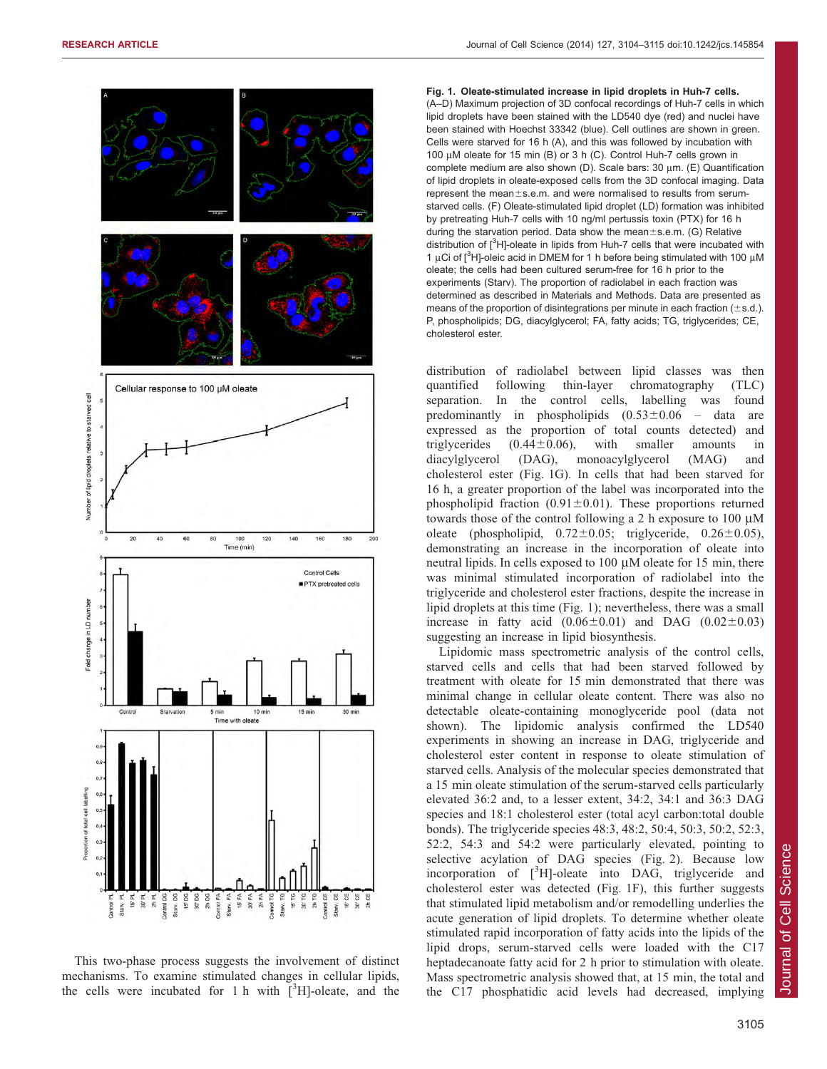**Fig. 1. Oleate-stimulated increase in lipid droplets in Huh-7 cells.** (A–D) Maximum projection of 3D confocal recordings of Huh-7 cells in which lipid droplets have been stained with the LD540 dye (red) and nuclei have been stained with Hoechst 33342 (blue). Cell outlines are shown in green. Cells were starved for 16 h (A), and this was followed by incubation with 100 µM oleate for 15 min (B) or 3 h (C). Control Huh-7 cells grown in complete medium are also shown (D). Scale bars: 30 µm. (E) Quantification of lipid droplets in oleate-exposed cells from the 3D confocal imaging. Data represent the mean±s.e.m. and were normalised to results from serum-starved cells. (F) Oleate-stimulated lipid droplet (LD) formation was inhibited by pretreating Huh-7 cells with 10 ng/ml pertussis toxin (PTX) for 16 h during the starvation period. Data show the mean±s.e.m. (G) Relative distribution of [$^{3}$H]-oleate in lipids from Huh-7 cells that were incubated with 1 µCi of [$^{3}$H]-oleic acid in DMEM for 1 h before being stimulated with 100 µM oleate; the cells had been cultured serum-free for 16 h prior to the experiments (Starv). The proportion of radiolabel in each fraction was determined as described in Materials and Methods. Data are presented as means of the proportion of disintegrations per minute in each fraction (±s.d.). P, phospholipids; DG, diacylglycerol; FA, fatty acids; TG, triglycerides; CE, cholesterol ester.

This two-phase process suggests the involvement of distinct mechanisms. To examine stimulated changes in cellular lipids, the cells were incubated for 1 h with [$^{3}$H]-oleate, and the distribution of radiolabel between lipid classes was then quantified following thin-layer chromatography (TLC) separation. In the control cells, labelling was found predominantly in phospholipids (0.53±0.06 – data are expressed as the proportion of total counts detected) and triglycerides (0.44±0.06), with smaller amounts in diacylglycerol (DAG), monoacylglycerol (MAG) and cholesterol ester (Fig. 1G). In cells that had been starved for 16 h, a greater proportion of the label was incorporated into the phospholipid fraction (0.91±0.01). These proportions returned towards those of the control following a 2 h exposure to 100 µM oleate (phospholipid, 0.72±0.05; triglyceride, 0.26±0.05), demonstrating an increase in the incorporation of oleate into neutral lipids. In cells exposed to 100 µM oleate for 15 min, there was minimal stimulated incorporation of radiolabel into the triglyceride and cholesterol ester fractions, despite the increase in lipid droplets at this time (Fig. 1); nevertheless, there was a small increase in fatty acid (0.06±0.01) and DAG (0.02±0.03) suggesting an increase in lipid biosynthesis.

Lipidomic mass spectrometric analysis of the control cells, starved cells and cells that had been starved followed by treatment with oleate for 15 min demonstrated that there was minimal change in cellular oleate content. There was also no detectable oleate-containing monoglyceride pool (data not shown). The lipidomic analysis confirmed the LD540 experiments in showing an increase in DAG, triglyceride and cholesterol ester content in response to oleate stimulation of starved cells. Analysis of the molecular species demonstrated that a 15 min oleate stimulation of the serum-starved cells particularly elevated 36:2 and, to a lesser extent, 34:2, 34:1 and 36:3 DAG species and 18:1 cholesterol ester (total acyl carbon:total double bonds). The triglyceride species 48:3, 48:2, 50:4, 50:3, 50:2, 52:3, 52:2, 54:3 and 54:2 were particularly elevated, pointing to selective acylation of DAG species (Fig. 2). Because low incorporation of [$^{3}$H]-oleate into DAG, triglyceride and cholesterol ester was detected (Fig. 1F), this further suggests that stimulated lipid metabolism and/or remodelling underlies the acute generation of lipid droplets. To determine whether oleate stimulated rapid incorporation of fatty acids into the lipids of the lipid drops, serum-starved cells were loaded with the C17 heptadecanoate fatty acid for 2 h prior to stimulation with oleate. Mass spectrometric analysis showed that, at 15 min, the total and the C17 phosphatidic acid levels had decreased, implying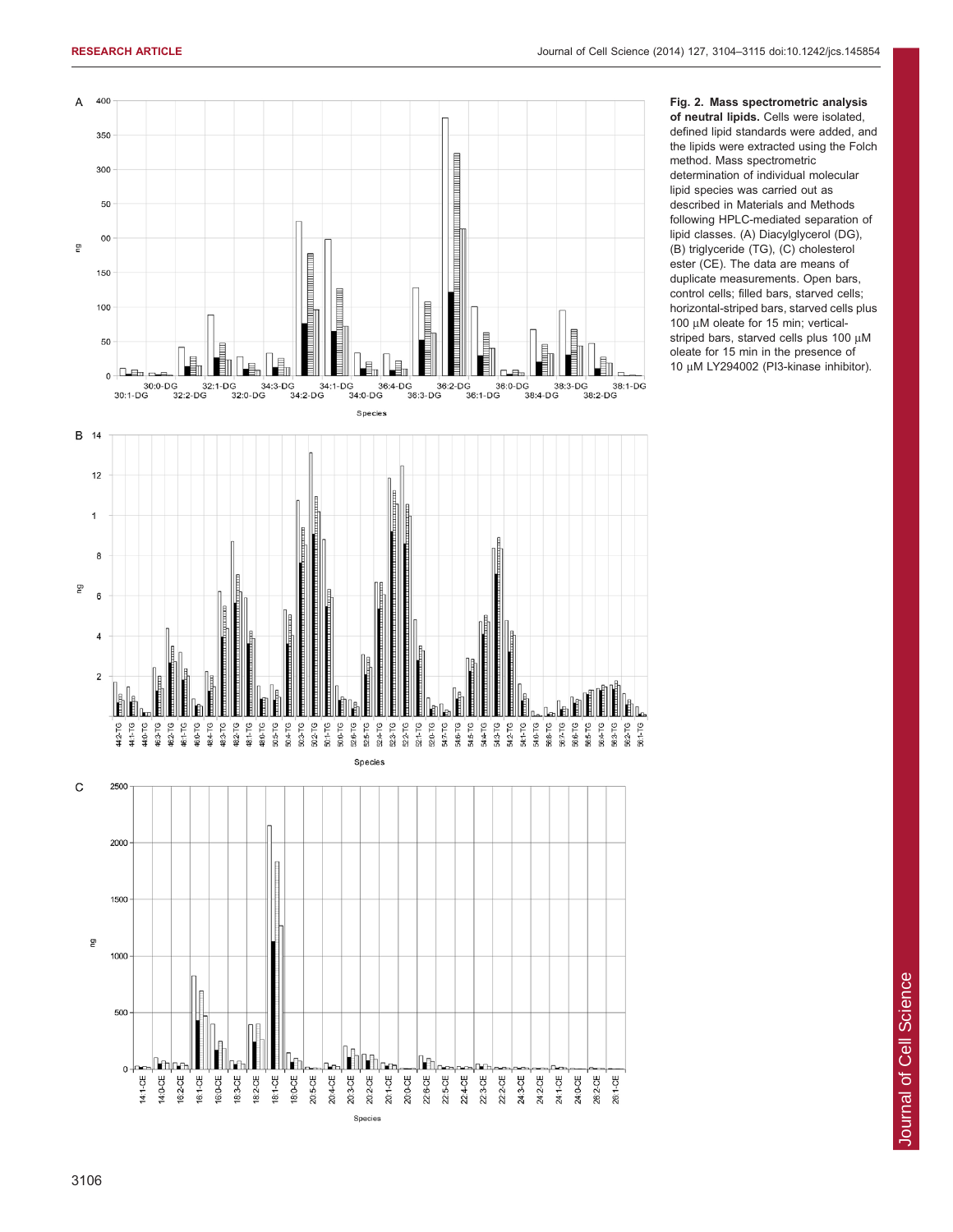**Fig. 2. Mass spectrometric analysis of neutral lipids.** Cells were isolated, defined lipid standards were added, and the lipids were extracted using the Folch method. Mass spectrometric determination of individual molecular lipid species was carried out as described in Materials and Methods following HPLC-mediated separation of lipid classes. (A) Diacylglycerol (DG), (B) triglyceride (TG), (C) cholesterol ester (CE). The data are means of duplicate measurements. Open bars, control cells; filled bars, starved cells; horizontal-striped bars, starved cells plus 100 µM oleate for 15 min; vertical-striped bars, starved cells plus 100 µM oleate for 15 min in the presence of 10 µM LY294002 (PI3-kinase inhibitor).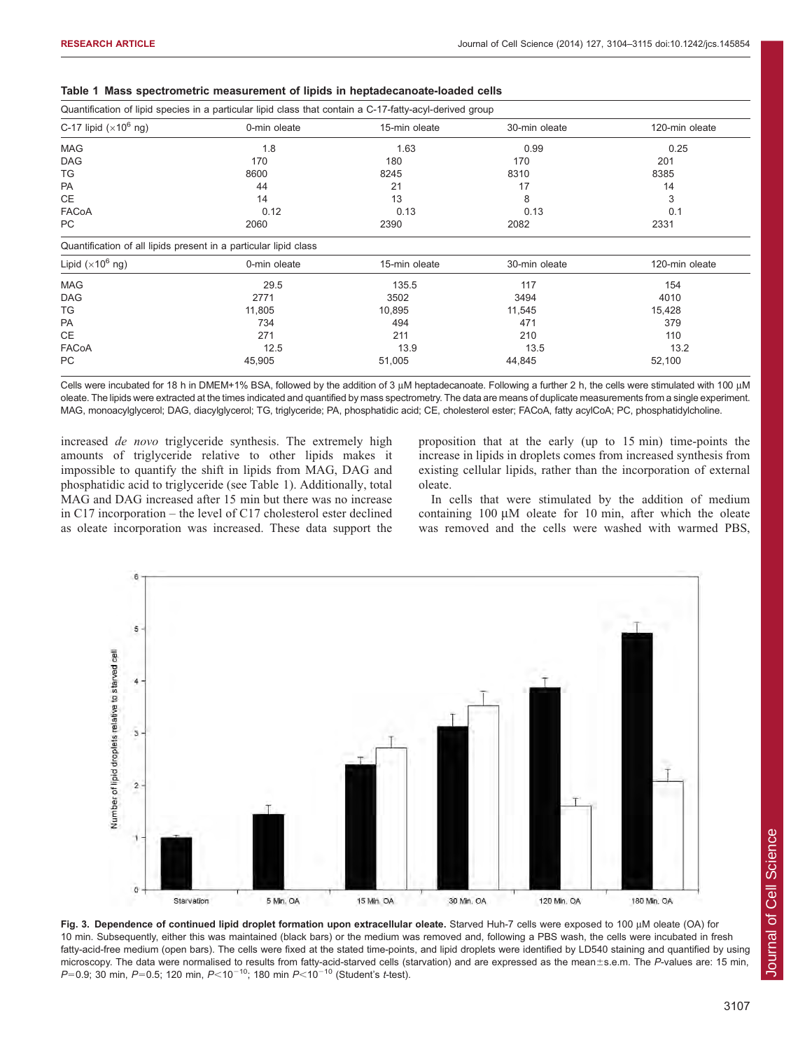**Table 1 Mass spectrometric measurement of lipids in heptadecanoate-loaded cells**

| Quantification of lipid species in a particular lipid class that contain a C-17-fatty-acyl-derived group | | | | |
|---|---|---|---|---|
| C-17 lipid ($\times 10^6$ ng) | 0-min oleate | 15-min oleate | 30-min oleate | 120-min oleate |
| MAG | 1.8 | 1.63 | 0.99 | 0.25 |
| DAG | 170 | 180 | 170 | 201 |
| TG | 8600 | 8245 | 8310 | 8385 |
| PA | 44 | 21 | 17 | 14 |
| CE | 14 | 13 | 8 | 3 |
| FACoA | 0.12 | 0.13 | 0.13 | 0.1 |
| PC | 2060 | 2390 | 2082 | 2331 |
| **Quantification of all lipids present in a particular lipid class** | | | | |
| Lipid ($\times 10^6$ ng) | 0-min oleate | 15-min oleate | 30-min oleate | 120-min oleate |
| MAG | 29.5 | 135.5 | 117 | 154 |
| DAG | 2771 | 3502 | 3494 | 4010 |
| TG | 11,805 | 10,895 | 11,545 | 15,428 |
| PA | 734 | 494 | 471 | 379 |
| CE | 271 | 211 | 210 | 110 |
| FACoA | 12.5 | 13.9 | 13.5 | 13.2 |
| PC | 45,905 | 51,005 | 44,845 | 52,100 |

Cells were incubated for 18 h in DMEM+1% BSA, followed by the addition of 3 μM heptadecanoate. Following a further 2 h, the cells were stimulated with 100 μM oleate. The lipids were extracted at the times indicated and quantified by mass spectrometry. The data are means of duplicate measurements from a single experiment. MAG, monoacylglycerol; DAG, diacylglycerol; TG, triglyceride; PA, phosphatidic acid; CE, cholesterol ester; FACoA, fatty acylCoA; PC, phosphatidylcholine.

increased *de novo* triglyceride synthesis. The extremely high amounts of triglyceride relative to other lipids makes it impossible to quantify the shift in lipids from MAG, DAG and phosphatidic acid to triglyceride (see Table 1). Additionally, total MAG and DAG increased after 15 min but there was no increase in C17 incorporation – the level of C17 cholesterol ester declined as oleate incorporation was increased. These data support the proposition that at the early (up to 15 min) time-points the increase in lipids in droplets comes from increased synthesis from existing cellular lipids, rather than the incorporation of external oleate.

In cells that were stimulated by the addition of medium containing 100 μM oleate for 10 min, after which the oleate was removed and the cells were washed with warmed PBS,

**Fig. 3. Dependence of continued lipid droplet formation upon extracellular oleate.** Starved Huh-7 cells were exposed to 100 μM oleate (OA) for 10 min. Subsequently, either this was maintained (black bars) or the medium was removed and, following a PBS wash, the cells were incubated in fresh fatty-acid-free medium (open bars). The cells were fixed at the stated time-points, and lipid droplets were identified by LD540 staining and quantified by using microscopy. The data were normalised to results from fatty-acid-starved cells (starvation) and are expressed as the mean±s.e.m. The *P*-values are: 15 min, $P$=0.9; 30 min, $P$=0.5; 120 min, $P<10^{-10}$; 180 min $P<10^{-10}$ (Student's *t*-test).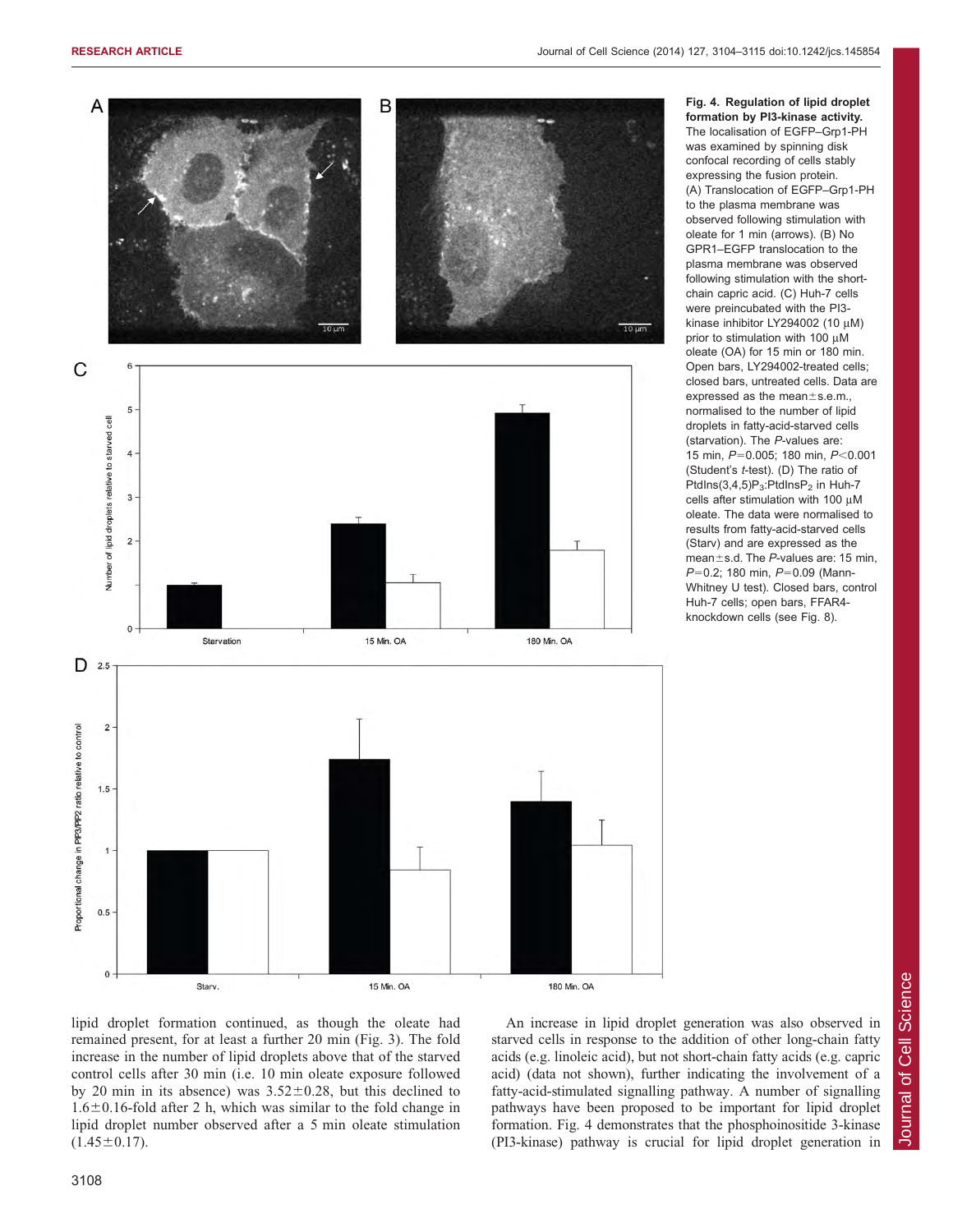**Fig. 4. Regulation of lipid droplet formation by PI3-kinase activity.** The localisation of EGFP–Grp1-PH was examined by spinning disk confocal recording of cells stably expressing the fusion protein. (A) Translocation of EGFP–Grp1-PH to the plasma membrane was observed following stimulation with oleate for 1 min (arrows). (B) No GPR1–EGFP translocation to the plasma membrane was observed following stimulation with the short-chain capric acid. (C) Huh-7 cells were preincubated with the PI3-kinase inhibitor LY294002 (10 μM) prior to stimulation with 100 μM oleate (OA) for 15 min or 180 min. Open bars, LY294002-treated cells; closed bars, untreated cells. Data are expressed as the mean±s.e.m., normalised to the number of lipid droplets in fatty-acid-starved cells (starvation). The *P*-values are: 15 min, $P=0.005$; 180 min, $P<0.001$ (Student's *t*-test). (D) The ratio of PtdIns(3,4,5)$P_3$:PtdIns$P_2$ in Huh-7 cells after stimulation with 100 μM oleate. The data were normalised to results from fatty-acid-starved cells (Starv) and are expressed as the mean±s.d. The *P*-values are: 15 min, $P=0.2$; 180 min, $P=0.09$ (Mann-Whitney U test). Closed bars, control Huh-7 cells; open bars, FFAR4-knockdown cells (see Fig. 8).

lipid droplet formation continued, as though the oleate had remained present, for at least a further 20 min (Fig. 3). The fold increase in the number of lipid droplets above that of the starved control cells after 30 min (i.e. 10 min oleate exposure followed by 20 min in its absence) was 3.52±0.28, but this declined to 1.6±0.16-fold after 2 h, which was similar to the fold change in lipid droplet number observed after a 5 min oleate stimulation (1.45±0.17).

An increase in lipid droplet generation was also observed in starved cells in response to the addition of other long-chain fatty acids (e.g. linoleic acid), but not short-chain fatty acids (e.g. capric acid) (data not shown), further indicating the involvement of a fatty-acid-stimulated signalling pathway. A number of signalling pathways have been proposed to be important for lipid droplet formation. Fig. 4 demonstrates that the phosphoinositide 3-kinase (PI3-kinase) pathway is crucial for lipid droplet generation in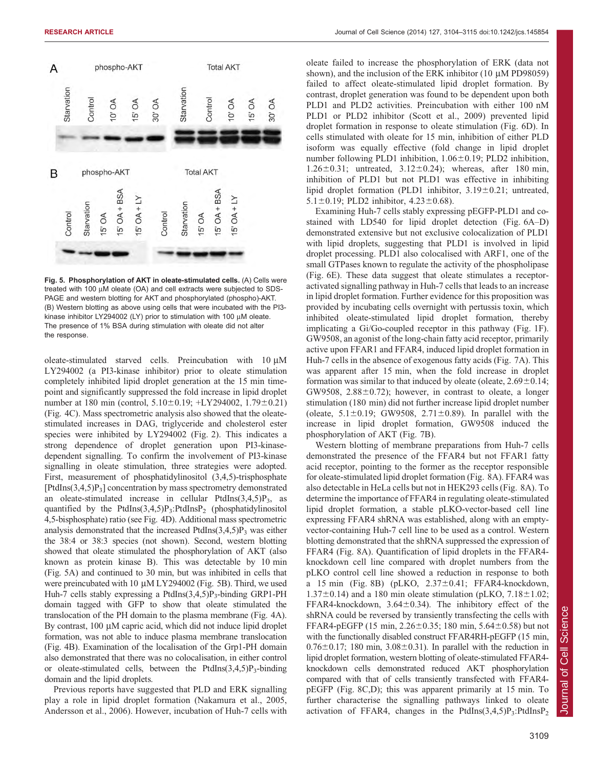Fig. 5. Phosphorylation of AKT in oleate-stimulated cells. (A) Cells were treated with 100 μM oleate (OA) and cell extracts were subjected to SDS-PAGE and western blotting for AKT and phosphorylated (phospho)-AKT. (B) Western blotting as above using cells that were incubated with the PI3-kinase inhibitor LY294002 (LY) prior to stimulation with 100 μM oleate. The presence of 1% BSA during stimulation with oleate did not alter the response.

oleate-stimulated starved cells. Preincubation with 10 μM LY294002 (a PI3-kinase inhibitor) prior to oleate stimulation completely inhibited lipid droplet generation at the 15 min time-point and significantly suppressed the fold increase in lipid droplet number at 180 min (control, 5.10±0.19; +LY294002, 1.79±0.21) (Fig. 4C). Mass spectrometric analysis also showed that the oleate-stimulated increases in DAG, triglyceride and cholesterol ester species were inhibited by LY294002 (Fig. 2). This indicates a strong dependence of droplet generation upon PI3-kinase-dependent signalling. To confirm the involvement of PI3-kinase signalling in oleate stimulation, three strategies were adopted. First, measurement of phosphatidylinositol (3,4,5)-trisphosphate [PtdIns(3,4,5)$P_3$] concentration by mass spectrometry demonstrated an oleate-stimulated increase in cellular PtdIns(3,4,5)$P_3$, as quantified by the PtdIns(3,4,5)$P_3$:PtdIns$P_2$ (phosphatidylinositol 4,5-bisphosphate) ratio (see Fig. 4D). Additional mass spectrometric analysis demonstrated that the increased PtdIns(3,4,5)$P_3$ was either the 38:4 or 38:3 species (not shown). Second, western blotting showed that oleate stimulated the phosphorylation of AKT (also known as protein kinase B). This was detectable by 10 min (Fig. 5A) and continued to 30 min, but was inhibited in cells that were preincubated with 10 μM LY294002 (Fig. 5B). Third, we used Huh-7 cells stably expressing a PtdIns(3,4,5)$P_3$-binding GRP1-PH domain tagged with GFP to show that oleate stimulated the translocation of the PH domain to the plasma membrane (Fig. 4A). By contrast, 100 μM capric acid, which did not induce lipid droplet formation, was not able to induce plasma membrane translocation (Fig. 4B). Examination of the localisation of the Grp1-PH domain also demonstrated that there was no colocalisation, in either control or oleate-stimulated cells, between the PtdIns(3,4,5)$P_3$-binding domain and the lipid droplets.

Previous reports have suggested that PLD and ERK signalling play a role in lipid droplet formation (Nakamura et al., 2005, Andersson et al., 2006). However, incubation of Huh-7 cells with oleate failed to increase the phosphorylation of ERK (data not shown), and the inclusion of the ERK inhibitor (10 μM PD98059) failed to affect oleate-stimulated lipid droplet formation. By contrast, droplet generation was found to be dependent upon both PLD1 and PLD2 activities. Preincubation with either 100 nM PLD1 or PLD2 inhibitor (Scott et al., 2009) prevented lipid droplet formation in response to oleate stimulation (Fig. 6D). In cells stimulated with oleate for 15 min, inhibition of either PLD isoform was equally effective (fold change in lipid droplet number following PLD1 inhibition, 1.06±0.19; PLD2 inhibition, 1.26±0.31; untreated, 3.12±0.24); whereas, after 180 min, inhibition of PLD1 but not PLD1 was effective in inhibiting lipid droplet formation (PLD1 inhibitor, 3.19±0.21; untreated, 5.1±0.19; PLD2 inhibitor, 4.23±0.68).

Examining Huh-7 cells stably expressing pEGFP-PLD1 and co-stained with LD540 for lipid droplet detection (Fig. 6A–D) demonstrated extensive but not exclusive colocalization of PLD1 with lipid droplets, suggesting that PLD1 is involved in lipid droplet processing. PLD1 also colocalised with ARF1, one of the small GTPases known to regulate the activity of the phospholipase (Fig. 6E). These data suggest that oleate stimulates a receptor-activated signalling pathway in Huh-7 cells that leads to an increase in lipid droplet formation. Further evidence for this proposition was provided by incubating cells overnight with pertussis toxin, which inhibited oleate-stimulated lipid droplet formation, thereby implicating a Gi/Go-coupled receptor in this pathway (Fig. 1F). GW9508, an agonist of the long-chain fatty acid receptor, primarily active upon FFAR1 and FFAR4, induced lipid droplet formation in Huh-7 cells in the absence of exogenous fatty acids (Fig. 7A). This was apparent after 15 min, when the fold increase in droplet formation was similar to that induced by oleate (oleate, 2.69±0.14; GW9508, 2.88±0.72); however, in contrast to oleate, a longer stimulation (180 min) did not further increase lipid droplet number (oleate, 5.1±0.19; GW9508, 2.71±0.89). In parallel with the increase in lipid droplet formation, GW9508 induced the phosphorylation of AKT (Fig. 7B).

Western blotting of membrane preparations from Huh-7 cells demonstrated the presence of the FFAR4 but not FFAR1 fatty acid receptor, pointing to the former as the receptor responsible for oleate-stimulated lipid droplet formation (Fig. 8A). FFAR4 was also detectable in HeLa cells but not in HEK293 cells (Fig. 8A). To determine the importance of FFAR4 in regulating oleate-stimulated lipid droplet formation, a stable pLKO-vector-based cell line expressing FFAR4 shRNA was established, along with an empty-vector-containing Huh-7 cell line to be used as a control. Western blotting demonstrated that the shRNA suppressed the expression of FFAR4 (Fig. 8A). Quantification of lipid droplets in the FFAR4-knockdown cell line compared with droplet numbers from the pLKO control cell line showed a reduction in response to both a 15 min (Fig. 8B) (pLKO, 2.37±0.41; FFAR4-knockdown, 1.37±0.14) and a 180 min oleate stimulation (pLKO, 7.18±1.02; FFAR4-knockdown, 3.64±0.34). The inhibitory effect of the shRNA could be reversed by transiently transfecting the cells with FFAR4-pEGFP (15 min, 2.26±0.35; 180 min, 5.64±0.58) but not with the functionally disabled construct FFAR4RH-pEGFP (15 min, 0.76±0.17; 180 min, 3.08±0.31). In parallel with the reduction in lipid droplet formation, western blotting of oleate-stimulated FFAR4-knockdown cells demonstrated reduced AKT phosphorylation compared with that of cells transiently transfected with FFAR4-pEGFP (Fig. 8C,D); this was apparent primarily at 15 min. To further characterise the signalling pathways linked to oleate activation of FFAR4, changes in the PtdIns(3,4,5)$P_3$:PtdIns$P_2$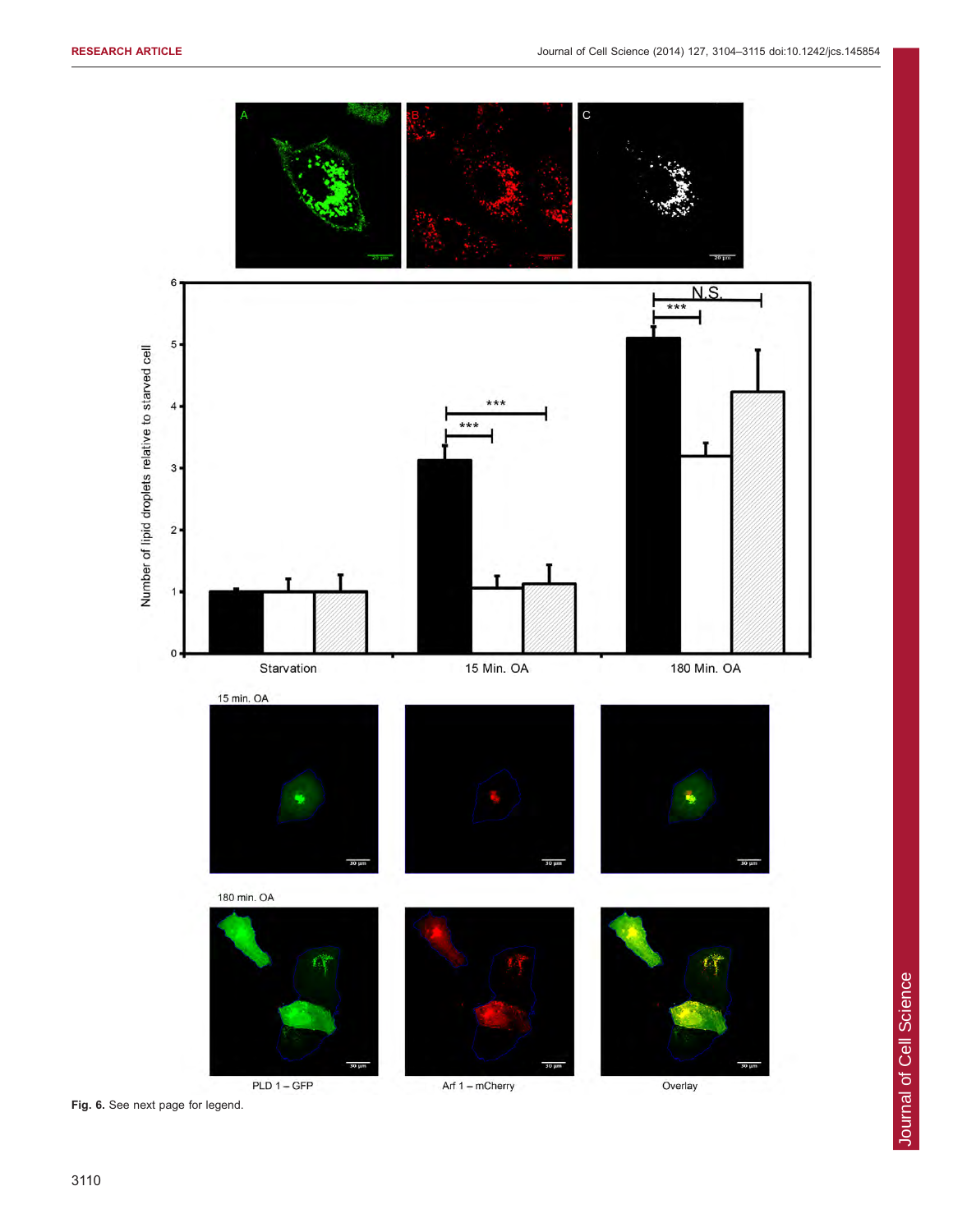**Fig. 6.** See next page for legend.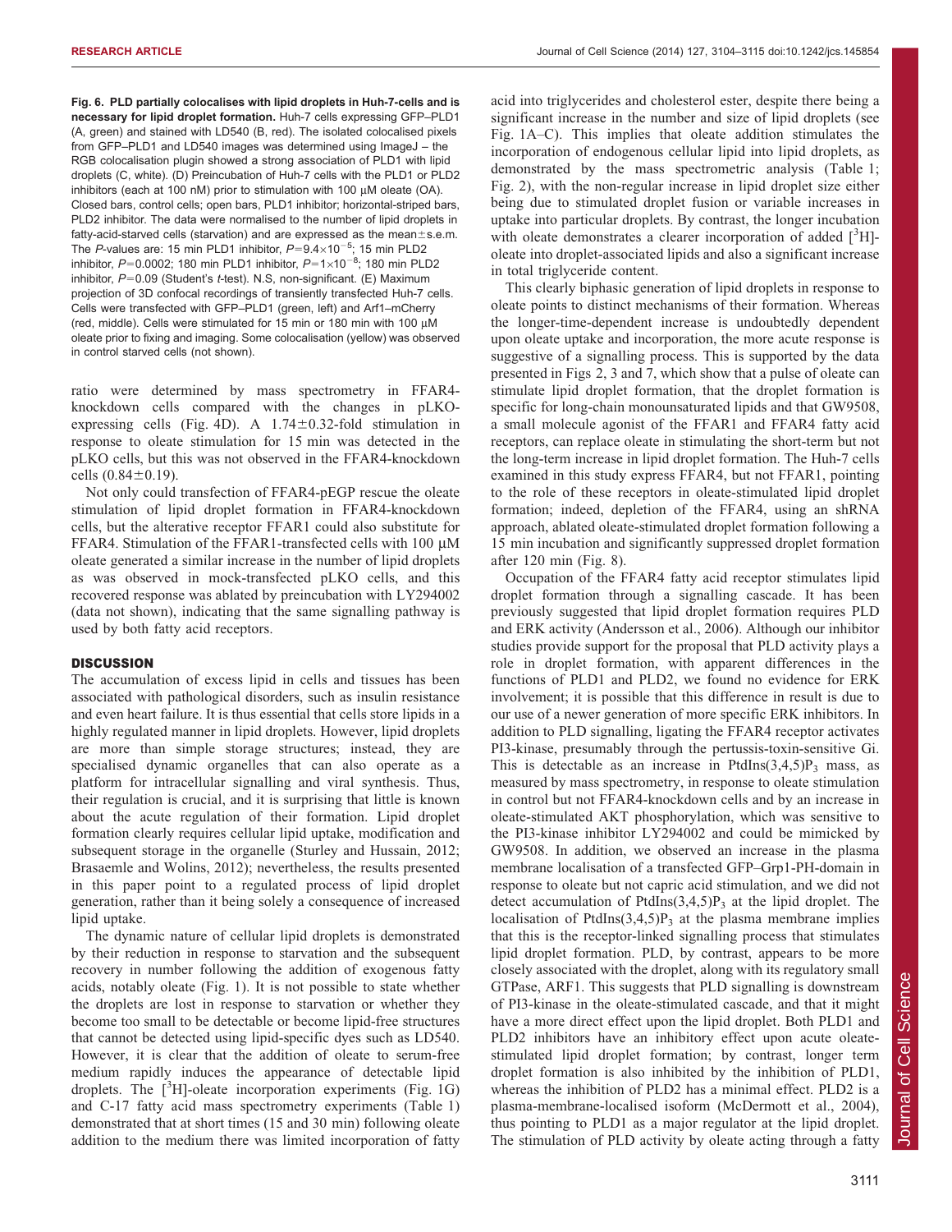**Fig. 6. PLD partially colocalises with lipid droplets in Huh-7-cells and is necessary for lipid droplet formation.** Huh-7 cells expressing GFP–PLD1 (A, green) and stained with LD540 (B, red). The isolated colocalised pixels from GFP–PLD1 and LD540 images was determined using ImageJ – the RGB colocalisation plugin showed a strong association of PLD1 with lipid droplets (C, white). (D) Preincubation of Huh-7 cells with the PLD1 or PLD2 inhibitors (each at 100 nM) prior to stimulation with 100 µM oleate (OA). Closed bars, control cells; open bars, PLD1 inhibitor; horizontal-striped bars, PLD2 inhibitor. The data were normalised to the number of lipid droplets in fatty-acid-starved cells (starvation) and are expressed as the mean±s.e.m. The *P*-values are: 15 min PLD1 inhibitor, $P=9.4\times10^{-5}$; 15 min PLD2 inhibitor, $P=0.0002$; 180 min PLD1 inhibitor, $P=1\times10^{-8}$; 180 min PLD2 inhibitor, $P=0.09$ (Student's *t*-test). N.S, non-significant. (E) Maximum projection of 3D confocal recordings of transiently transfected Huh-7 cells. Cells were transfected with GFP–PLD1 (green, left) and Arf1–mCherry (red, middle). Cells were stimulated for 15 min or 180 min with 100 µM oleate prior to fixing and imaging. Some colocalisation (yellow) was observed in control starved cells (not shown).

ratio were determined by mass spectrometry in FFAR4-knockdown cells compared with the changes in pLKO-expressing cells (Fig. 4D). A 1.74±0.32-fold stimulation in response to oleate stimulation for 15 min was detected in the pLKO cells, but this was not observed in the FFAR4-knockdown cells (0.84±0.19).

Not only could transfection of FFAR4-pEGP rescue the oleate stimulation of lipid droplet formation in FFAR4-knockdown cells, but the alterative receptor FFAR1 could also substitute for FFAR4. Stimulation of the FFAR1-transfected cells with 100 µM oleate generated a similar increase in the number of lipid droplets as was observed in mock-transfected pLKO cells, and this recovered response was ablated by preincubation with LY294002 (data not shown), indicating that the same signalling pathway is used by both fatty acid receptors.

## DISCUSSION

The accumulation of excess lipid in cells and tissues has been associated with pathological disorders, such as insulin resistance and even heart failure. It is thus essential that cells store lipids in a highly regulated manner in lipid droplets. However, lipid droplets are more than simple storage structures; instead, they are specialised dynamic organelles that can also operate as a platform for intracellular signalling and viral synthesis. Thus, their regulation is crucial, and it is surprising that little is known about the acute regulation of their formation. Lipid droplet formation clearly requires cellular lipid uptake, modification and subsequent storage in the organelle (Sturley and Hussain, 2012; Brasaemle and Wolins, 2012); nevertheless, the results presented in this paper point to a regulated process of lipid droplet generation, rather than it being solely a consequence of increased lipid uptake.

The dynamic nature of cellular lipid droplets is demonstrated by their reduction in response to starvation and the subsequent recovery in number following the addition of exogenous fatty acids, notably oleate (Fig. 1). It is not possible to state whether the droplets are lost in response to starvation or whether they become too small to be detectable or become lipid-free structures that cannot be detected using lipid-specific dyes such as LD540. However, it is clear that the addition of oleate to serum-free medium rapidly induces the appearance of detectable lipid droplets. The [$^{3}$H]-oleate incorporation experiments (Fig. 1G) and C-17 fatty acid mass spectrometry experiments (Table 1) demonstrated that at short times (15 and 30 min) following oleate addition to the medium there was limited incorporation of fatty acid into triglycerides and cholesterol ester, despite there being a significant increase in the number and size of lipid droplets (see Fig. 1A–C). This implies that oleate addition stimulates the incorporation of endogenous cellular lipid into lipid droplets, as demonstrated by the mass spectrometric analysis (Table 1; Fig. 2), with the non-regular increase in lipid droplet size either being due to stimulated droplet fusion or variable increases in uptake into particular droplets. By contrast, the longer incubation with oleate demonstrates a clearer incorporation of added [$^{3}$H]-oleate into droplet-associated lipids and also a significant increase in total triglyceride content.

This clearly biphasic generation of lipid droplets in response to oleate points to distinct mechanisms of their formation. Whereas the longer-time-dependent increase is undoubtedly dependent upon oleate uptake and incorporation, the more acute response is suggestive of a signalling process. This is supported by the data presented in Figs 2, 3 and 7, which show that a pulse of oleate can stimulate lipid droplet formation, that the droplet formation is specific for long-chain monounsaturated lipids and that GW9508, a small molecule agonist of the FFAR1 and FFAR4 fatty acid receptors, can replace oleate in stimulating the short-term but not the long-term increase in lipid droplet formation. The Huh-7 cells examined in this study express FFAR4, but not FFAR1, pointing to the role of these receptors in oleate-stimulated lipid droplet formation; indeed, depletion of the FFAR4, using an shRNA approach, ablated oleate-stimulated droplet formation following a 15 min incubation and significantly suppressed droplet formation after 120 min (Fig. 8).

Occupation of the FFAR4 fatty acid receptor stimulates lipid droplet formation through a signalling cascade. It has been previously suggested that lipid droplet formation requires PLD and ERK activity (Andersson et al., 2006). Although our inhibitor studies provide support for the proposal that PLD activity plays a role in droplet formation, with apparent differences in the functions of PLD1 and PLD2, we found no evidence for ERK involvement; it is possible that this difference in result is due to our use of a newer generation of more specific ERK inhibitors. In addition to PLD signalling, ligating the FFAR4 receptor activates PI3-kinase, presumably through the pertussis-toxin-sensitive Gi. This is detectable as an increase in PtdIns(3,4,5)P$_{3}$ mass, as measured by mass spectrometry, in response to oleate stimulation in control but not FFAR4-knockdown cells and by an increase in oleate-stimulated AKT phosphorylation, which was sensitive to the PI3-kinase inhibitor LY294002 and could be mimicked by GW9508. In addition, we observed an increase in the plasma membrane localisation of a transfected GFP–Grp1-PH-domain in response to oleate but not capric acid stimulation, and we did not detect accumulation of PtdIns(3,4,5)P$_{3}$ at the lipid droplet. The localisation of PtdIns(3,4,5)P$_{3}$ at the plasma membrane implies that this is the receptor-linked signalling process that stimulates lipid droplet formation. PLD, by contrast, appears to be more closely associated with the droplet, along with its regulatory small GTPase, ARF1. This suggests that PLD signalling is downstream of PI3-kinase in the oleate-stimulated cascade, and that it might have a more direct effect upon the lipid droplet. Both PLD1 and PLD2 inhibitors have an inhibitory effect upon acute oleate-stimulated lipid droplet formation; by contrast, longer term droplet formation is also inhibited by the inhibition of PLD1, whereas the inhibition of PLD2 has a minimal effect. PLD2 is a plasma-membrane-localised isoform (McDermott et al., 2004), thus pointing to PLD1 as a major regulator at the lipid droplet. The stimulation of PLD activity by oleate acting through a fatty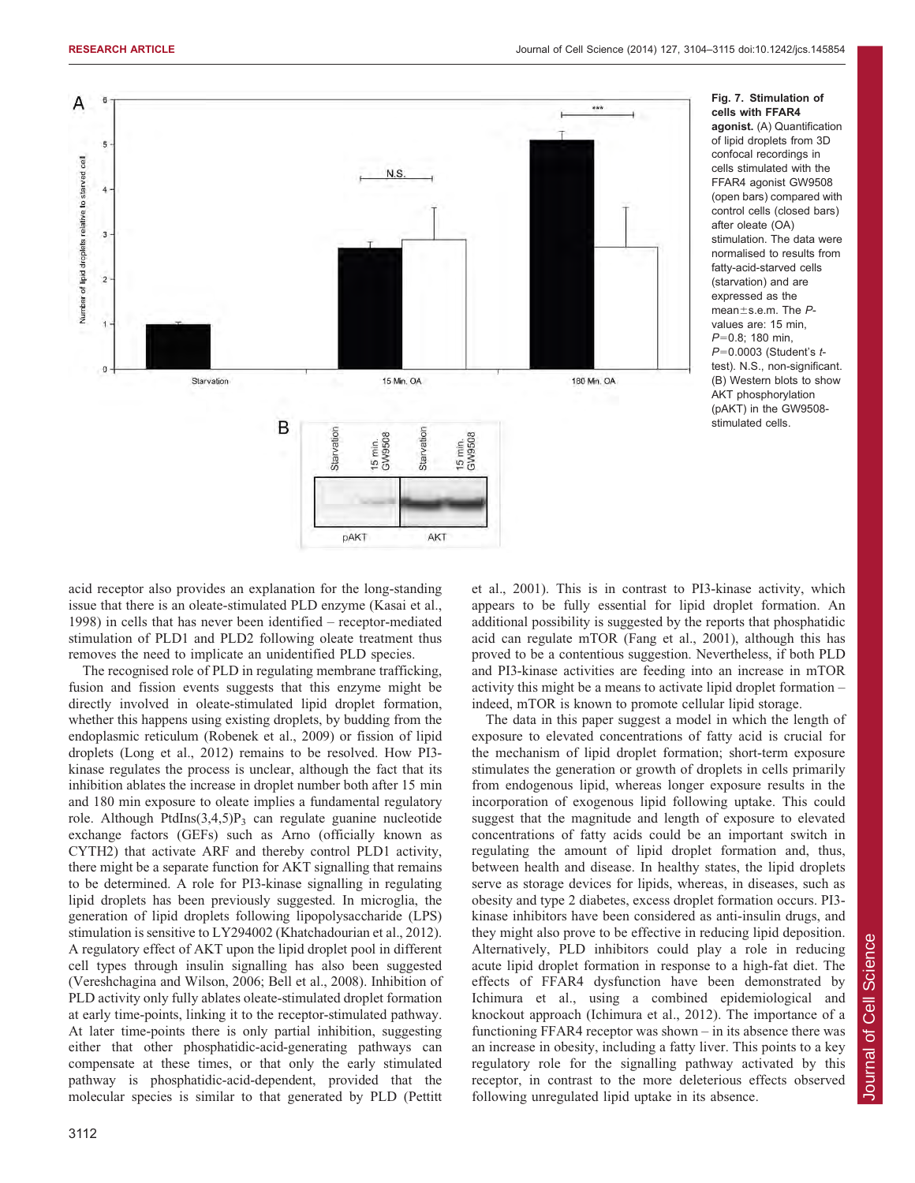Fig. 7. **Stimulation of cells with FFAR4 agonist.** (A) Quantification of lipid droplets from 3D confocal recordings in cells stimulated with the FFAR4 agonist GW9508 (open bars) compared with control cells (closed bars) after oleate (OA) stimulation. The data were normalised to results from fatty-acid-starved cells (starvation) and are expressed as the mean±s.e.m. The *P*-values are: 15 min, $P=0.8$; 180 min, $P=0.0003$ (Student's *t*-test). N.S., non-significant. (B) Western blots to show AKT phosphorylation (pAKT) in the GW9508-stimulated cells.

acid receptor also provides an explanation for the long-standing issue that there is an oleate-stimulated PLD enzyme (Kasai et al., 1998) in cells that has never been identified – receptor-mediated stimulation of PLD1 and PLD2 following oleate treatment thus removes the need to implicate an unidentified PLD species.

The recognised role of PLD in regulating membrane trafficking, fusion and fission events suggests that this enzyme might be directly involved in oleate-stimulated lipid droplet formation, whether this happens using existing droplets, by budding from the endoplasmic reticulum (Robenek et al., 2009) or fission of lipid droplets (Long et al., 2012) remains to be resolved. How PI3-kinase regulates the process is unclear, although the fact that its inhibition ablates the increase in droplet number both after 15 min and 180 min exposure to oleate implies a fundamental regulatory role. Although PtdIns(3,4,5)$P_3$ can regulate guanine nucleotide exchange factors (GEFs) such as Arno (officially known as CYTH2) that activate ARF and thereby control PLD1 activity, there might be a separate function for AKT signalling that remains to be determined. A role for PI3-kinase signalling in regulating lipid droplets has been previously suggested. In microglia, the generation of lipid droplets following lipopolysaccharide (LPS) stimulation is sensitive to LY294002 (Khatchadourian et al., 2012). A regulatory effect of AKT upon the lipid droplet pool in different cell types through insulin signalling has also been suggested (Vereshchagina and Wilson, 2006; Bell et al., 2008). Inhibition of PLD activity only fully ablates oleate-stimulated droplet formation at early time-points, linking it to the receptor-stimulated pathway. At later time-points there is only partial inhibition, suggesting either that other phosphatidic-acid-generating pathways can compensate at these times, or that only the early stimulated pathway is phosphatidic-acid-dependent, provided that the molecular species is similar to that generated by PLD (Pettitt et al., 2001). This is in contrast to PI3-kinase activity, which appears to be fully essential for lipid droplet formation. An additional possibility is suggested by the reports that phosphatidic acid can regulate mTOR (Fang et al., 2001), although this has proved to be a contentious suggestion. Nevertheless, if both PLD and PI3-kinase activities are feeding into an increase in mTOR activity this might be a means to activate lipid droplet formation – indeed, mTOR is known to promote cellular lipid storage.

The data in this paper suggest a model in which the length of exposure to elevated concentrations of fatty acid is crucial for the mechanism of lipid droplet formation; short-term exposure stimulates the generation or growth of droplets in cells primarily from endogenous lipid, whereas longer exposure results in the incorporation of exogenous lipid following uptake. This could suggest that the magnitude and length of exposure to elevated concentrations of fatty acids could be an important switch in regulating the amount of lipid droplet formation and, thus, between health and disease. In healthy states, the lipid droplets serve as storage devices for lipids, whereas, in diseases, such as obesity and type 2 diabetes, excess droplet formation occurs. PI3-kinase inhibitors have been considered as anti-insulin drugs, and they might also prove to be effective in reducing lipid deposition. Alternatively, PLD inhibitors could play a role in reducing acute lipid droplet formation in response to a high-fat diet. The effects of FFAR4 dysfunction have been demonstrated by Ichimura et al., using a combined epidemiological and knockout approach (Ichimura et al., 2012). The importance of a functioning FFAR4 receptor was shown – in its absence there was an increase in obesity, including a fatty liver. This points to a key regulatory role for the signalling pathway activated by this receptor, in contrast to the more deleterious effects observed following unregulated lipid uptake in its absence.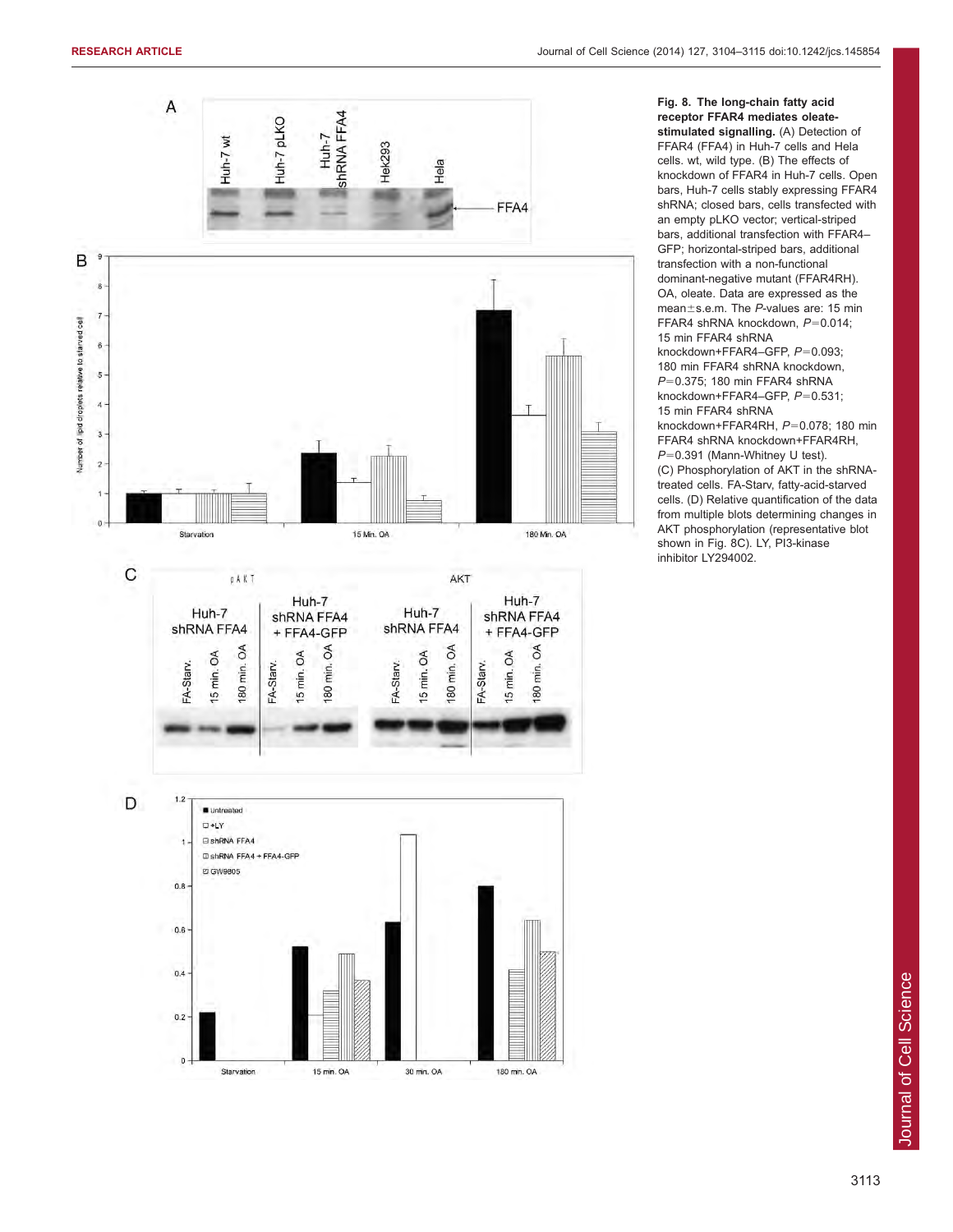**Fig. 8. The long-chain fatty acid receptor FFAR4 mediates oleate-stimulated signalling.** (A) Detection of FFAR4 (FFA4) in Huh-7 cells and Hela cells. wt, wild type. (B) The effects of knockdown of FFAR4 in Huh-7 cells. Open bars, Huh-7 cells stably expressing FFAR4 shRNA; closed bars, cells transfected with an empty pLKO vector; vertical-striped bars, additional transfection with FFAR4–GFP; horizontal-striped bars, additional transfection with a non-functional dominant-negative mutant (FFAR4RH). OA, oleate. Data are expressed as the mean±s.e.m. The *P*-values are: 15 min FFAR4 shRNA knockdown, $P=0.014$; 15 min FFAR4 shRNA knockdown+FFAR4–GFP, $P=0.093$; 180 min FFAR4 shRNA knockdown, $P=0.375$; 180 min FFAR4 shRNA knockdown+FFAR4–GFP, $P=0.531$; 15 min FFAR4 shRNA knockdown+FFAR4RH, $P=0.078$; 180 min FFAR4 shRNA knockdown+FFAR4RH, $P=0.391$ (Mann-Whitney U test). (C) Phosphorylation of AKT in the shRNA-treated cells. FA-Starv, fatty-acid-starved cells. (D) Relative quantification of the data from multiple blots determining changes in AKT phosphorylation (representative blot shown in Fig. 8C). LY, PI3-kinase inhibitor LY294002.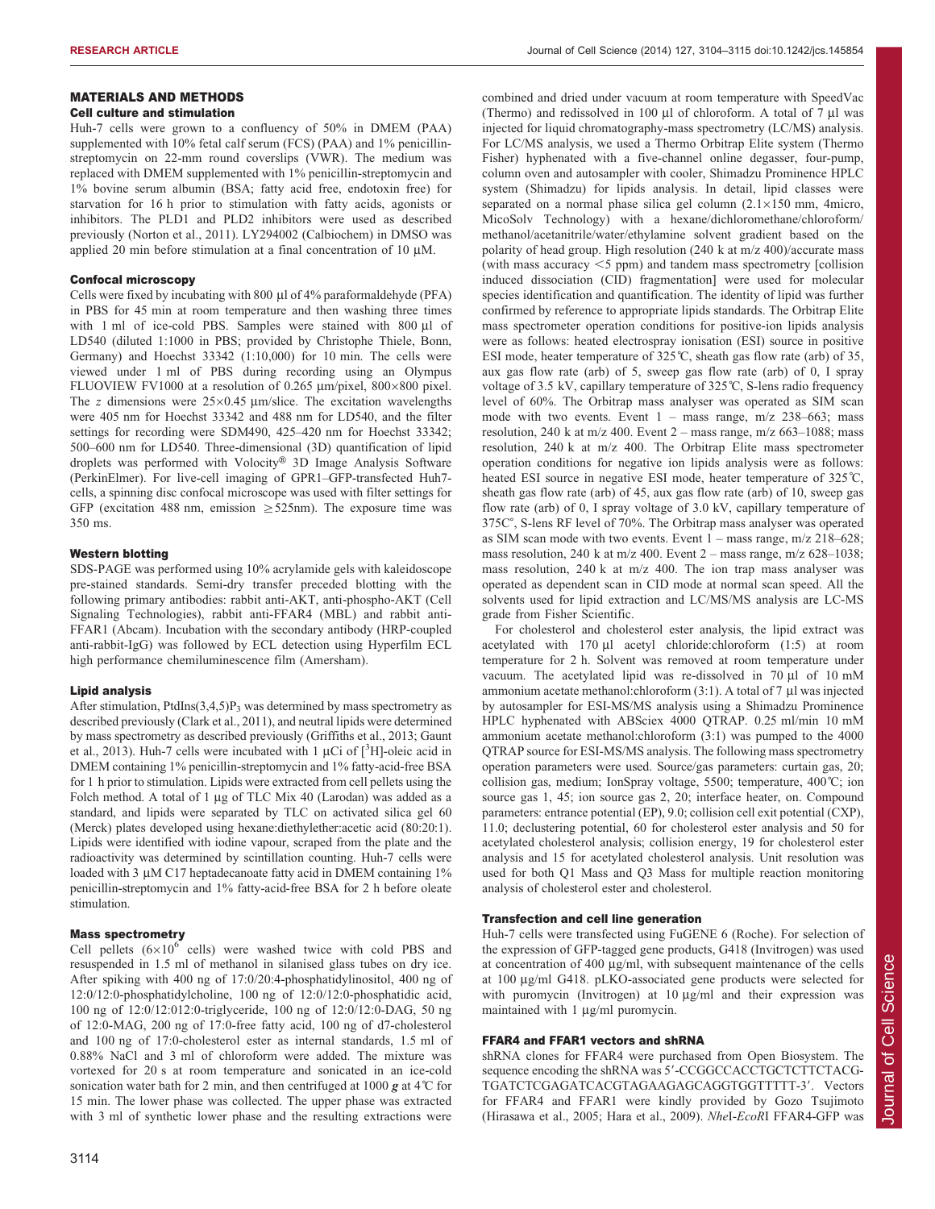## MATERIALS AND METHODS

### Cell culture and stimulation

Huh-7 cells were grown to a confluency of 50% in DMEM (PAA) supplemented with 10% fetal calf serum (FCS) (PAA) and 1% penicillin-streptomycin on 22-mm round coverslips (VWR). The medium was replaced with DMEM supplemented with 1% penicillin-streptomycin and 1% bovine serum albumin (BSA; fatty acid free, endotoxin free) for starvation for 16 h prior to stimulation with fatty acids, agonists or inhibitors. The PLD1 and PLD2 inhibitors were used as described previously (Norton et al., 2011). LY294002 (Calbiochem) in DMSO was applied 20 min before stimulation at a final concentration of 10 µM.

### Confocal microscopy

Cells were fixed by incubating with 800 µl of 4% paraformaldehyde (PFA) in PBS for 45 min at room temperature and then washing three times with 1 ml of ice-cold PBS. Samples were stained with 800 µl of LD540 (diluted 1:1000 in PBS; provided by Christophe Thiele, Bonn, Germany) and Hoechst 33342 (1:10,000) for 10 min. The cells were viewed under 1 ml of PBS during recording using an Olympus FLUOVIEW FV1000 at a resolution of 0.265 µm/pixel, 800×800 pixel. The *z* dimensions were 25×0.45 µm/slice. The excitation wavelengths were 405 nm for Hoechst 33342 and 488 nm for LD540, and the filter settings for recording were SDM490, 425–420 nm for Hoechst 33342; 500–600 nm for LD540. Three-dimensional (3D) quantification of lipid droplets was performed with Volocity® 3D Image Analysis Software (PerkinElmer). For live-cell imaging of GPR1–GFP-transfected Huh7-cells, a spinning disc confocal microscope was used with filter settings for GFP (excitation 488 nm, emission ≥525nm). The exposure time was 350 ms.

### Western blotting

SDS-PAGE was performed using 10% acrylamide gels with kaleidoscope pre-stained standards. Semi-dry transfer preceded blotting with the following primary antibodies: rabbit anti-AKT, anti-phospho-AKT (Cell Signaling Technologies), rabbit anti-FFAR4 (MBL) and rabbit anti-FFAR1 (Abcam). Incubation with the secondary antibody (HRP-coupled anti-rabbit-IgG) was followed by ECL detection using Hyperfilm ECL high performance chemiluminescence film (Amersham).

### Lipid analysis

After stimulation, PtdIns(3,4,5)$P_3$ was determined by mass spectrometry as described previously (Clark et al., 2011), and neutral lipids were determined by mass spectrometry as described previously (Griffiths et al., 2013; Gaunt et al., 2013). Huh-7 cells were incubated with 1 µCi of [$^3$H]-oleic acid in DMEM containing 1% penicillin-streptomycin and 1% fatty-acid-free BSA for 1 h prior to stimulation. Lipids were extracted from cell pellets using the Folch method. A total of 1 µg of TLC Mix 40 (Larodan) was added as a standard, and lipids were separated by TLC on activated silica gel 60 (Merck) plates developed using hexane:diethylether:acetic acid (80:20:1). Lipids were identified with iodine vapour, scraped from the plate and the radioactivity was determined by scintillation counting. Huh-7 cells were loaded with 3 µM C17 heptadecanoate fatty acid in DMEM containing 1% penicillin-streptomycin and 1% fatty-acid-free BSA for 2 h before oleate stimulation.

### Mass spectrometry

Cell pellets ($6\times10^6$ cells) were washed twice with cold PBS and resuspended in 1.5 ml of methanol in silanised glass tubes on dry ice. After spiking with 400 ng of 17:0/20:4-phosphatidylinositol, 400 ng of 12:0/12:0-phosphatidylcholine, 100 ng of 12:0/12:0-phosphatidic acid, 100 ng of 12:0/12:012:0-triglyceride, 100 ng of 12:0/12:0-DAG, 50 ng of 12:0-MAG, 200 ng of 17:0-free fatty acid, 100 ng of d7-cholesterol and 100 ng of 17:0-cholesterol ester as internal standards, 1.5 ml of 0.88% NaCl and 3 ml of chloroform were added. The mixture was vortexed for 20 s at room temperature and sonicated in an ice-cold sonication water bath for 2 min, and then centrifuged at 1000 ***g*** at 4°C for 15 min. The lower phase was collected. The upper phase was extracted with 3 ml of synthetic lower phase and the resulting extractions were combined and dried under vacuum at room temperature with SpeedVac (Thermo) and redissolved in 100 µl of chloroform. A total of 7 µl was injected for liquid chromatography-mass spectrometry (LC/MS) analysis. For LC/MS analysis, we used a Thermo Orbitrap Elite system (Thermo Fisher) hyphenated with a five-channel online degasser, four-pump, column oven and autosampler with cooler, Shimadzu Prominence HPLC system (Shimadzu) for lipids analysis. In detail, lipid classes were separated on a normal phase silica gel column (2.1×150 mm, 4micro, MicoSolv Technology) with a hexane/dichloromethane/chloroform/methanol/acetanitrile/water/ethylamine solvent gradient based on the polarity of head group. High resolution (240 k at m/z 400)/accurate mass (with mass accuracy <5 ppm) and tandem mass spectrometry [collision induced dissociation (CID) fragmentation] were used for molecular species identification and quantification. The identity of lipid was further confirmed by reference to appropriate lipids standards. The Orbitrap Elite mass spectrometer operation conditions for positive-ion lipids analysis were as follows: heated electrospray ionisation (ESI) source in positive ESI mode, heater temperature of 325°C, sheath gas flow rate (arb) of 35, aux gas flow rate (arb) of 5, sweep gas flow rate (arb) of 0, I spray voltage of 3.5 kV, capillary temperature of 325°C, S-lens radio frequency level of 60%. The Orbitrap mass analyser was operated as SIM scan mode with two events. Event 1 – mass range, m/z 238–663; mass resolution, 240 k at m/z 400. Event 2 – mass range, m/z 663–1088; mass resolution, 240 k at m/z 400. The Orbitrap Elite mass spectrometer operation conditions for negative ion lipids analysis were as follows: heated ESI source in negative ESI mode, heater temperature of 325°C, sheath gas flow rate (arb) of 45, aux gas flow rate (arb) of 10, sweep gas flow rate (arb) of 0, I spray voltage of 3.0 kV, capillary temperature of 375C°, S-lens RF level of 70%. The Orbitrap mass analyser was operated as SIM scan mode with two events. Event 1 – mass range, m/z 218–628; mass resolution, 240 k at m/z 400. Event 2 – mass range, m/z 628–1038; mass resolution, 240 k at m/z 400. The ion trap mass analyser was operated as dependent scan in CID mode at normal scan speed. All the solvents used for lipid extraction and LC/MS/MS analysis are LC-MS grade from Fisher Scientific.

For cholesterol and cholesterol ester analysis, the lipid extract was acetylated with 170 µl acetyl chloride:chloroform (1:5) at room temperature for 2 h. Solvent was removed at room temperature under vacuum. The acetylated lipid was re-dissolved in 70 µl of 10 mM ammonium acetate methanol:chloroform (3:1). A total of 7 µl was injected by autosampler for ESI-MS/MS analysis using a Shimadzu Prominence HPLC hyphenated with ABSciex 4000 QTRAP. 0.25 ml/min 10 mM ammonium acetate methanol:chloroform (3:1) was pumped to the 4000 QTRAP source for ESI-MS/MS analysis. The following mass spectrometry operation parameters were used. Source/gas parameters: curtain gas, 20; collision gas, medium; IonSpray voltage, 5500; temperature, 400°C; ion source gas 1, 45; ion source gas 2, 20; interface heater, on. Compound parameters: entrance potential (EP), 9.0; collision cell exit potential (CXP), 11.0; declustering potential, 60 for cholesterol ester analysis and 50 for acetylated cholesterol analysis; collision energy, 19 for cholesterol ester analysis and 15 for acetylated cholesterol analysis. Unit resolution was used for both Q1 Mass and Q3 Mass for multiple reaction monitoring analysis of cholesterol ester and cholesterol.

### Transfection and cell line generation

Huh-7 cells were transfected using FuGENE 6 (Roche). For selection of the expression of GFP-tagged gene products, G418 (Invitrogen) was used at concentration of 400 µg/ml, with subsequent maintenance of the cells at 100 µg/ml G418. pLKO-associated gene products were selected for with puromycin (Invitrogen) at 10 µg/ml and their expression was maintained with 1 µg/ml puromycin.

### FFAR4 and FFAR1 vectors and shRNA

shRNA clones for FFAR4 were purchased from Open Biosystem. The sequence encoding the shRNA was 5′-CCGGCCACCTGCTCTTCTACG-TGATCTCGAGATCACGTAGAAGAGCAGGTGGTTTTT-3′. Vectors for FFAR4 and FFAR1 were kindly provided by Gozo Tsujimoto (Hirasawa et al., 2005; Hara et al., 2009). *Nhe*I-*Eco*RI FFAR4-GFP was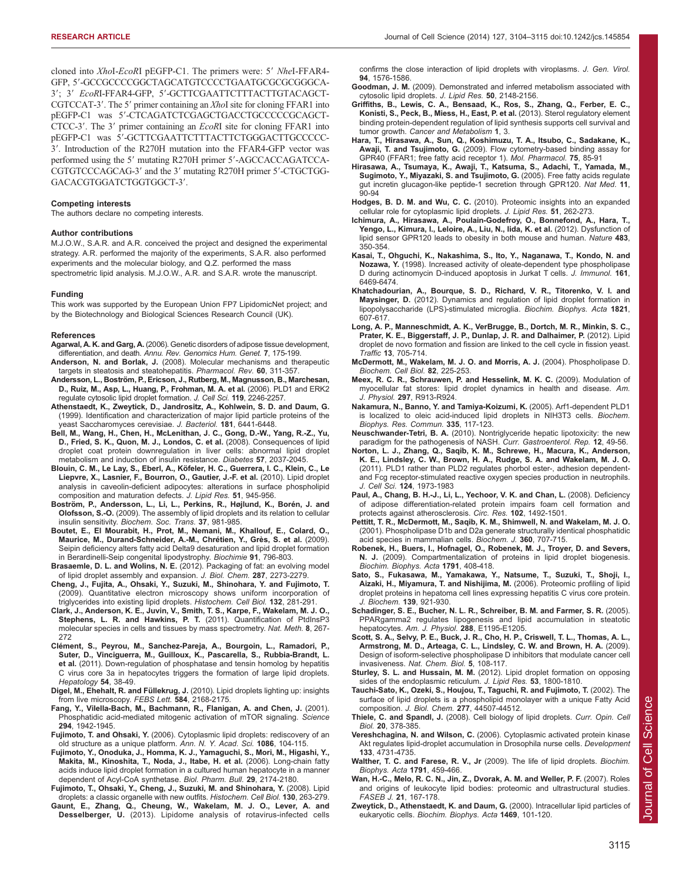cloned into *Xho*I-*Eco*RI pEGFP-C1. The primers were: 5′ *Nhe*I-FFAR4-GFP, 5′-GCCGCCCCGGCTAGCATGTCCCCTGAATGCGCGCGGGCA-3′; 3′ *Eco*RI-FFAR4-GFP, 5′-GCTTCGAATTCTTTACTTGTACAGCTCGTCCAT-3′. The 5′ primer containing an *Xho*I site for cloning FFAR1 into pEGFP-C1 was 5′-CTCAGATCTCGAGCTGACCTGCCCCCGCAGCTCTCC-3′. The 3′ primer containing an *Eco*RI site for cloning FFAR1 into pEGFP-C1 was 5′-GCTTCGAATTCTTTACTTCTGGGACTTGCCCCC-3′. Introduction of the R270H mutation into the FFAR4-GFP vector was performed using the 5′ mutating R270H primer 5′-AGCCACCAGATCCACGTGTCCCAGCAG-3′ and the 3′ mutating R270H primer 5′-CTGCTGGGACACGTGGATCTGGTGGCT-3′.

#### Competing interests
The authors declare no competing interests.

#### Author contributions
M.J.O.W., S.A.R. and A.R. conceived the project and designed the experimental strategy. A.R. performed the majority of the experiments, S.A.R. also performed experiments and the molecular biology, and Q.Z. performed the mass spectrometric lipid analysis. M.J.O.W., A.R. and S.A.R. wrote the manuscript.

#### Funding
This work was supported by the European Union FP7 LipidomicNet project; and by the Biotechnology and Biological Sciences Research Council (UK).

#### References

**Agarwal, A. K. and Garg, A.** (2006). Genetic disorders of adipose tissue development, differentiation, and death. *Annu. Rev. Genomics Hum. Genet.* **7**, 175-199.

**Anderson, N. and Borlak, J.** (2008). Molecular mechanisms and therapeutic targets in steatosis and steatohepatitis. *Pharmacol. Rev.* **60**, 311-357.

**Andersson, L., Boström, P., Ericson, J., Rutberg, M., Magnusson, B., Marchesan, D., Ruiz, M., Asp, L., Huang, P., Frohman, M. A. et al.** (2006). PLD1 and ERK2 regulate cytosolic lipid droplet formation. *J. Cell Sci.* **119**, 2246-2257.

**Athenstaedt, K., Zweytick, D., Jandrositz, A., Kohlwein, S. D. and Daum, G.** (1999). Identification and characterization of major lipid particle proteins of the yeast Saccharomyces cerevisiae. *J. Bacteriol.* **181**, 6441-6448.

**Bell, M., Wang, H., Chen, H., McLenithan, J. C., Gong, D.-W., Yang, R.-Z., Yu, D., Fried, S. K., Quon, M. J., Londos, C. et al.** (2008). Consequences of lipid droplet coat protein downregulation in liver cells: abnormal lipid droplet metabolism and induction of insulin resistance. *Diabetes* **57**, 2037-2045.

**Blouin, C. M., Le Lay, S., Eberl, A., Köfeler, H. C., Guerrera, I. C., Klein, C., Le Liepvre, X., Lasnier, F., Bourron, O., Gautier, J.-F. et al.** (2010). Lipid droplet analysis in caveolin-deficient adipocytes: alterations in surface phospholipid composition and maturation defects. *J. Lipid Res.* **51**, 945-956.

**Boström, P., Andersson, L., Li, L., Perkins, R., Højlund, K., Borén, J. and Olofsson, S.-O.** (2009). The assembly of lipid droplets and its relation to cellular insulin sensitivity. *Biochem. Soc. Trans.* **37**, 981-985.

**Boutet, E., El Mourabit, H., Prot, M., Nemani, M., Khallouf, E., Colard, O., Maurice, M., Durand-Schneider, A.-M., Chrétien, Y., Grès, S. et al.** (2009). Seipin deficiency alters fatty acid Delta9 desaturation and lipid droplet formation in Berardinelli-Seip congenital lipodystrophy. *Biochimie* **91**, 796-803.

**Brasaemle, D. L. and Wolins, N. E.** (2012). Packaging of fat: an evolving model of lipid droplet assembly and expansion. *J. Biol. Chem.* **287**, 2273-2279.

**Cheng, J., Fujita, A., Ohsaki, Y., Suzuki, M., Shinohara, Y. and Fujimoto, T.** (2009). Quantitative electron microscopy shows uniform incorporation of triglycerides into existing lipid droplets. *Histochem. Cell Biol.* **132**, 281-291.

**Clark, J., Anderson, K. E., Juvin, V., Smith, T. S., Karpe, F., Wakelam, M. J. O., Stephens, L. R. and Hawkins, P. T.** (2011). Quantification of PtdInsP3 molecular species in cells and tissues by mass spectrometry. *Nat. Meth.* **8**, 267-272

**Clément, S., Peyrou, M., Sanchez-Pareja, A., Bourgoin, L., Ramadori, P., Suter, D., Vinciguerra, M., Guilloux, K., Pascarella, S., Rubbia-Brandt, L. et al.** (2011). Down-regulation of phosphatase and tensin homolog by hepatitis C virus core 3a in hepatocytes triggers the formation of large lipid droplets. *Hepatology* **54**, 38-49.

**Digel, M., Ehehalt, R. and Füllekrug, J.** (2010). Lipid droplets lighting up: insights from live microscopy. *FEBS Lett.* **584**, 2168-2175.

**Fang, Y., Vilella-Bach, M., Bachmann, R., Flanigan, A. and Chen, J.** (2001). Phosphatidic acid-mediated mitogenic activation of mTOR signaling. *Science* **294**, 1942-1945.

**Fujimoto, T. and Ohsaki, Y.** (2006). Cytoplasmic lipid droplets: rediscovery of an old structure as a unique platform. *Ann. N. Y. Acad. Sci.* **1086**, 104-115.

**Fujimoto, Y., Onoduka, J., Homma, K. J., Yamaguchi, S., Mori, M., Higashi, Y., Makita, M., Kinoshita, T., Noda, J., Itabe, H. et al.** (2006). Long-chain fatty acids induce lipid droplet formation in a cultured human hepatocyte in a manner dependent of Acyl-CoA synthetase. *Biol. Pharm. Bull.* **29**, 2174-2180.

**Fujimoto, T., Ohsaki, Y., Cheng, J., Suzuki, M. and Shinohara, Y.** (2008). Lipid droplets: a classic organelle with new outfits. *Histochem. Cell Biol.* **130**, 263-279.

**Gaunt, E., Zhang, Q., Cheung, W., Wakelam, M. J. O., Lever, A. and Desselberger, U.** (2013). Lipidome analysis of rotavirus-infected cells confirms the close interaction of lipid droplets with viroplasms. *J. Gen. Virol.* **94**, 1576-1586.

**Goodman, J. M.** (2009). Demonstrated and inferred metabolism associated with cytosolic lipid droplets. *J. Lipid Res.* **50**, 2148-2156.

**Griffiths, B., Lewis, C. A., Bensaad, K., Ros, S., Zhang, Q., Ferber, E. C., Konisti, S., Peck, B., Miess, H., East, P. et al.** (2013). Sterol regulatory element binding protein-dependent regulation of lipid synthesis supports cell survival and tumor growth. *Cancer and Metabolism* **1**, 3.

**Hara, T., Hirasawa, A., Sun, Q., Koshimizu, T. A., Itsubo, C., Sadakane, K., Awaji, T. and Tsujimoto, G.** (2009). Flow cytometry-based binding assay for GPR40 (FFAR1; free fatty acid receptor 1). *Mol. Pharmacol.* **75**, 85-91

**Hirasawa, A., Tsumaya, K., Awaji, T., Katsuma, S., Adachi, T., Yamada, M., Sugimoto, Y., Miyazaki, S. and Tsujimoto, G.** (2005). Free fatty acids regulate gut incretin glucagon-like peptide-1 secretion through GPR120. *Nat Med.* **11**, 90-94

**Hodges, B. D. M. and Wu, C. C.** (2010). Proteomic insights into an expanded cellular role for cytoplasmic lipid droplets. *J. Lipid Res.* **51**, 262-273.

**Ichimura, A., Hirasawa, A., Poulain-Godefroy, O., Bonnefond, A., Hara, T., Yengo, L., Kimura, I., Leloire, A., Liu, N., Iida, K. et al.** (2012). Dysfunction of lipid sensor GPR120 leads to obesity in both mouse and human. *Nature* **483**, 350-354.

**Kasai, T., Ohguchi, K., Nakashima, S., Ito, Y., Naganawa, T., Kondo, N. and Nozawa, Y.** (1998). Increased activity of oleate-dependent type phospholipase D during actinomycin D-induced apoptosis in Jurkat T cells. *J. Immunol.* **161**, 6469-6474.

**Khatchadourian, A., Bourque, S. D., Richard, V. R., Titorenko, V. I. and Maysinger, D.** (2012). Dynamics and regulation of lipid droplet formation in lipopolysaccharide (LPS)-stimulated microglia. *Biochim. Biophys. Acta* **1821**, 607-617.

**Long, A. P., Manneschmidt, A. K., VerBrugge, B., Dortch, M. R., Minkin, S. C., Prater, K. E., Biggerstaff, J. P., Dunlap, J. R. and Dalhaimer, P.** (2012). Lipid droplet de novo formation and fission are linked to the cell cycle in fission yeast. *Traffic* **13**, 705-714.

**McDermott, M., Wakelam, M. J. O. and Morris, A. J.** (2004). Phospholipase D. *Biochem. Cell Biol.* **82**, 225-253.

**Meex, R. C. R., Schrauwen, P. and Hesselink, M. K. C.** (2009). Modulation of myocellular fat stores: lipid droplet dynamics in health and disease. *Am. J. Physiol.* **297**, R913-R924.

**Nakamura, N., Banno, Y. and Tamiya-Koizumi, K.** (2005). Arf1-dependent PLD1 is localized to oleic acid-induced lipid droplets in NIH3T3 cells. *Biochem. Biophys. Res. Commun.* **335**, 117-123.

**Neuschwander-Tetri, B. A.** (2010). Nontriglyceride hepatic lipotoxicity: the new paradigm for the pathogenesis of NASH. *Curr. Gastroenterol. Rep.* **12**, 49-56.

**Norton, L. J., Zhang, Q., Saqib, K. M., Schrewe, H., Macura, K., Anderson, K. E., Lindsley, C. W., Brown, H. A., Rudge, S. A. and Wakelam, M. J. O.** (2011). PLD1 rather than PLD2 regulates phorbol ester-, adhesion dependent- and Fcg receptor-stimulated reactive oxygen species production in neutrophils. *J. Cell Sci.* **124**, 1973-1983

**Paul, A., Chang, B. H.-J., Li, L., Yechoor, V. K. and Chan, L.** (2008). Deficiency of adipose differentiation-related protein impairs foam cell formation and protects against atherosclerosis. *Circ. Res.* **102**, 1492-1501.

**Pettitt, T. R., McDermott, M., Saqib, K. M., Shimwell, N. and Wakelam, M. J. O.** (2001). Phospholipase D1b and D2a generate structurally identical phosphatidic acid species in mammalian cells. *Biochem. J.* **360**, 707-715.

**Robenek, H., Buers, I., Hofnagel, O., Robenek, M. J., Troyer, D. and Severs, N. J.** (2009). Compartmentalization of proteins in lipid droplet biogenesis. *Biochim. Biophys. Acta* **1791**, 408-418.

**Sato, S., Fukasawa, M., Yamakawa, Y., Natsume, T., Suzuki, T., Shoji, I., Aizaki, H., Miyamura, T. and Nishijima, M.** (2006). Proteomic profiling of lipid droplet proteins in hepatoma cell lines expressing hepatitis C virus core protein. *J. Biochem.* **139**, 921-930.

**Schadinger, S. E., Bucher, N. L. R., Schreiber, B. M. and Farmer, S. R.** (2005). PPARgamma2 regulates lipogenesis and lipid accumulation in steatotic hepatocytes. *Am. J. Physiol.* **288**, E1195-E1205.

**Scott, S. A., Selvy, P. E., Buck, J. R., Cho, H. P., Criswell, T. L., Thomas, A. L., Armstrong, M. D., Arteaga, C. L., Lindsley, C. W. and Brown, H. A.** (2009). Design of isoform-selective phospholipase D inhibitors that modulate cancer cell invasiveness. *Nat. Chem. Biol.* **5**, 108-117.

**Sturley, S. L. and Hussain, M. M.** (2012). Lipid droplet formation on opposing sides of the endoplasmic reticulum. *J. Lipid Res.* **53**, 1800-1810.

**Tauchi-Sato, K., Ozeki, S., Houjou, T., Taguchi, R. and Fujimoto, T.** (2002). The surface of lipid droplets is a phospholipid monolayer with a unique Fatty Acid composition. *J. Biol. Chem.* **277**, 44507-44512.

**Thiele, C. and Spandl, J.** (2008). Cell biology of lipid droplets. *Curr. Opin. Cell Biol.* **20**, 378-385.

**Vereshchagina, N. and Wilson, C.** (2006). Cytoplasmic activated protein kinase Akt regulates lipid-droplet accumulation in Drosophila nurse cells. *Development* **133**, 4731-4735.

**Walther, T. C. and Farese, R. V., Jr** (2009). The life of lipid droplets. *Biochim. Biophys. Acta* **1791**, 459-466.

**Wan, H.-C., Melo, R. C. N., Jin, Z., Dvorak, A. M. and Weller, P. F.** (2007). Roles and origins of leukocyte lipid bodies: proteomic and ultrastructural studies. *FASEB J.* **21**, 167-178.

**Zweytick, D., Athenstaedt, K. and Daum, G.** (2000). Intracellular lipid particles of eukaryotic cells. *Biochim. Biophys. Acta* **1469**, 101-120.